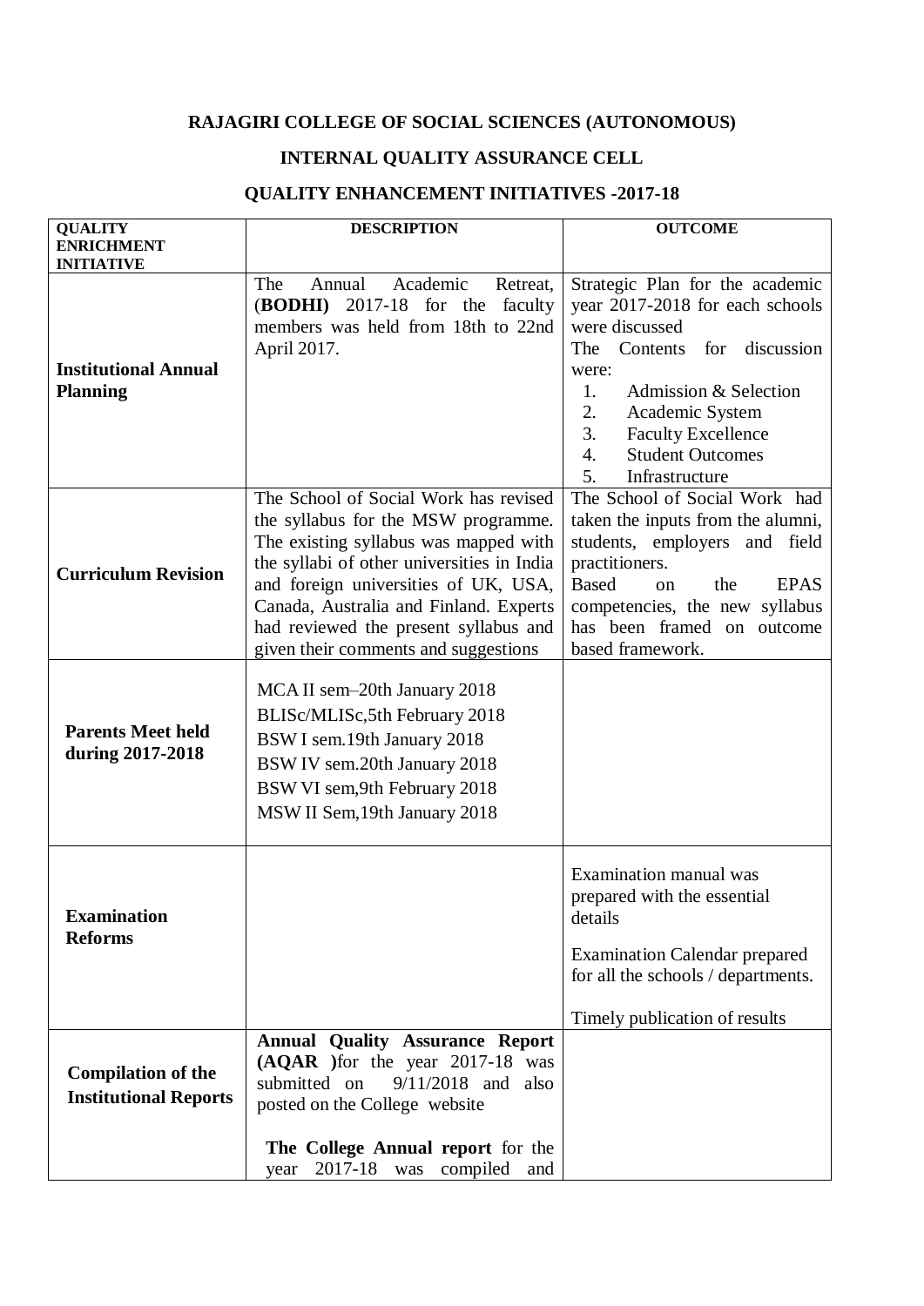**RAJAGIRI COLLEGE OF SOCIAL SCIENCES (AUTONOMOUS)**

**INTERNAL QUALITY ASSURANCE CELL**

**QUALITY ENHANCEMENT INITIATIVES -2017-18**

| QUALITY ENRICHMENT INITIATIVE | DESCRIPTION | OUTCOME |
|---|---|---|
| **Institutional Annual Planning** | The Annual Academic Retreat, (**BODHI**) 2017-18 for the faculty members was held from 18th to 22nd April 2017. | Strategic Plan for the academic year 2017-2018 for each schools were discussed<br>The Contents for discussion were:<br>1. Admission & Selection<br>2. Academic System<br>3. Faculty Excellence<br>4. Student Outcomes<br>5. Infrastructure |
| **Curriculum Revision** | The School of Social Work has revised the syllabus for the MSW programme. The existing syllabus was mapped with the syllabi of other universities in India and foreign universities of UK, USA, Canada, Australia and Finland. Experts had reviewed the present syllabus and given their comments and suggestions | The School of Social Work had taken the inputs from the alumni, students, employers and field practitioners.<br>Based on the EPAS competencies, the new syllabus has been framed on outcome based framework. |
| **Parents Meet held during 2017-2018** | MCA II sem–20th January 2018<br>BLISc/MLISc,5th February 2018<br>BSW I sem.19th January 2018<br>BSW IV sem.20th January 2018<br>BSW VI sem,9th February 2018<br>MSW II Sem,19th January 2018 | |
| **Examination Reforms** | | Examination manual was prepared with the essential details<br>Examination Calendar prepared for all the schools / departments.<br>Timely publication of results |
| **Compilation of the Institutional Reports** | **Annual Quality Assurance Report (AQAR )**for the year 2017-18 was submitted on 9/11/2018 and also posted on the College website<br>**The College Annual report** for the year 2017-18 was compiled and | |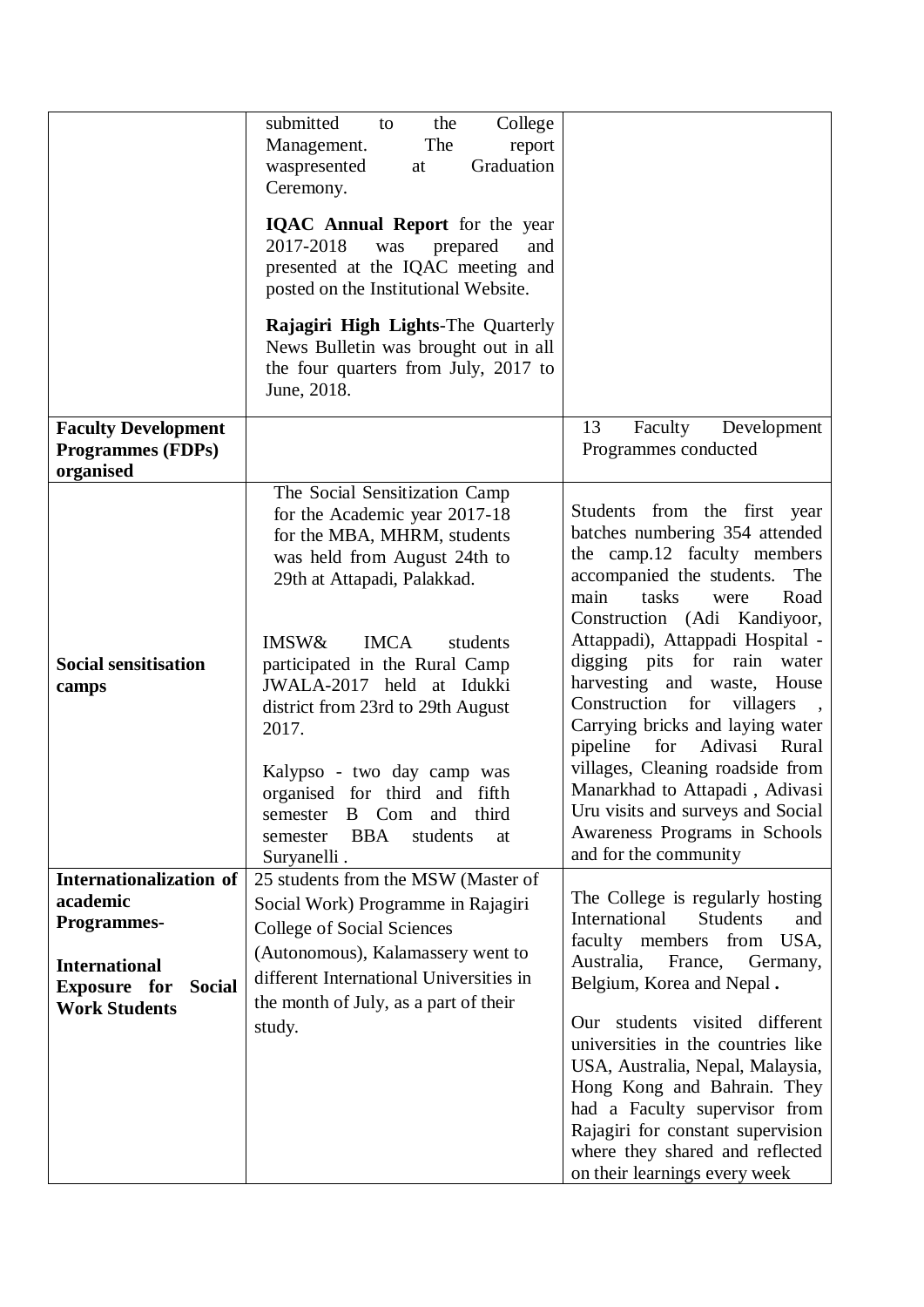| | | |
|---|---|---|
| | submitted to the College Management. The report waspresented at Graduation Ceremony.<br><br>**IQAC Annual Report** for the year 2017-2018 was prepared and presented at the IQAC meeting and posted on the Institutional Website.<br><br>**Rajagiri High Lights**-The Quarterly News Bulletin was brought out in all the four quarters from July, 2017 to June, 2018. | |
| **Faculty Development Programmes (FDPs) organised** | | 13 Faculty Development Programmes conducted |
| **Social sensitisation camps** | The Social Sensitization Camp for the Academic year 2017-18 for the MBA, MHRM, students was held from August 24th to 29th at Attapadi, Palakkad.<br><br>IMSW& IMCA students participated in the Rural Camp JWALA-2017 held at Idukki district from 23rd to 29th August 2017.<br><br>Kalypso - two day camp was organised for third and fifth semester B Com and third semester BBA students at Suryanelli . | Students from the first year batches numbering 354 attended the camp.12 faculty members accompanied the students. The main tasks were Road Construction (Adi Kandiyoor, Attappadi), Attappadi Hospital - digging pits for rain water harvesting and waste, House Construction for villagers , Carrying bricks and laying water pipeline for Adivasi Rural villages, Cleaning roadside from Manarkhad to Attapadi , Adivasi Uru visits and surveys and Social Awareness Programs in Schools and for the community |
| **Internationalization of academic Programmes-**<br><br>**International Exposure for Social Work Students** | 25 students from the MSW (Master of Social Work) Programme in Rajagiri College of Social Sciences (Autonomous), Kalamassery went to different International Universities in the month of July, as a part of their study. | The College is regularly hosting International Students and faculty members from USA, Australia, France, Germany, Belgium, Korea and Nepal **.**<br><br>Our students visited different universities in the countries like USA, Australia, Nepal, Malaysia, Hong Kong and Bahrain. They had a Faculty supervisor from Rajagiri for constant supervision where they shared and reflected on their learnings every week |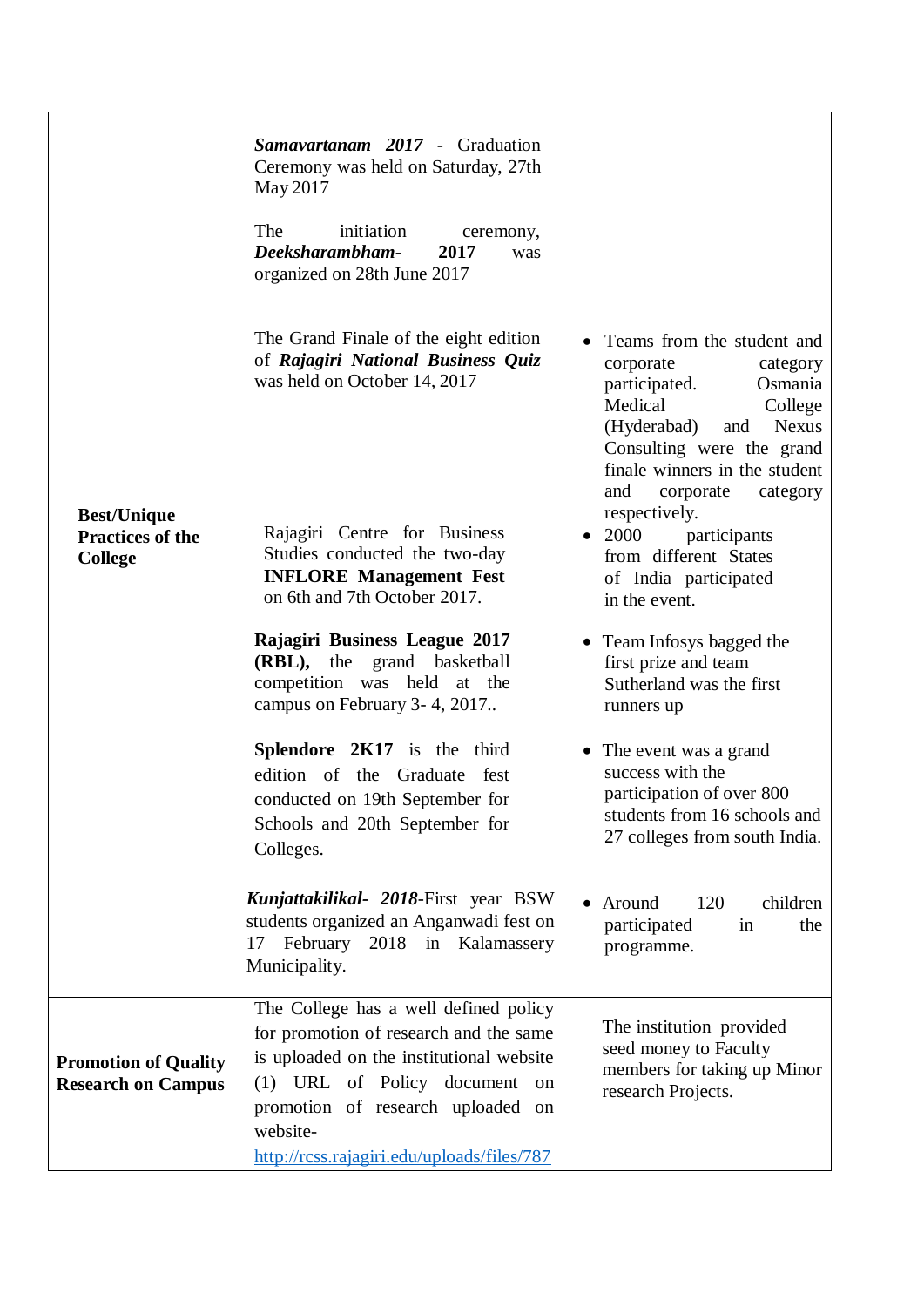| | | |
|---|---|---|
| **Best/Unique Practices of the College** | ***Samavartanam 2017*** - Graduation Ceremony was held on Saturday, 27th May 2017<br><br>The initiation ceremony, ***Deeksharambham- 2017*** was organized on 28th June 2017 | |
| | The Grand Finale of the eight edition of ***Rajagiri National Business Quiz*** was held on October 14, 2017 | • Teams from the student and corporate category participated. Osmania Medical College (Hyderabad) and Nexus Consulting were the grand finale winners in the student and corporate category respectively. |
| | Rajagiri Centre for Business Studies conducted the two-day **INFLORE Management Fest** on 6th and 7th October 2017. | • 2000 participants from different States of India participated in the event. |
| | **Rajagiri Business League 2017 (RBL),** the grand basketball competition was held at the campus on February 3- 4, 2017.. | • Team Infosys bagged the first prize and team Sutherland was the first runners up |
| | **Splendore 2K17** is the third edition of the Graduate fest conducted on 19th September for Schools and 20th September for Colleges. | • The event was a grand success with the participation of over 800 students from 16 schools and 27 colleges from south India. |
| | ***Kunjattakilikal- 2018***-First year BSW students organized an Anganwadi fest on 17 February 2018 in Kalamassery Municipality. | • Around 120 children participated in the programme. |
| **Promotion of Quality Research on Campus** | The College has a well defined policy for promotion of research and the same is uploaded on the institutional website (1) URL of Policy document on promotion of research uploaded on website- http://rcss.rajagiri.edu/uploads/files/787 | The institution provided seed money to Faculty members for taking up Minor research Projects. |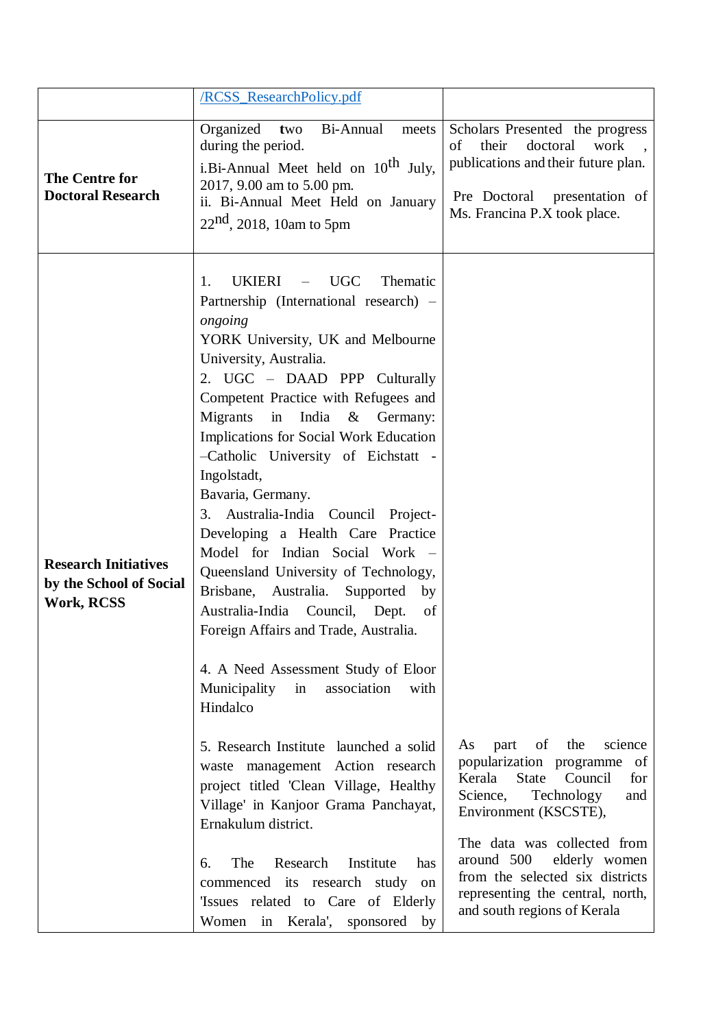| | | |
|---|---|---|
| | /RCSS_ResearchPolicy.pdf | |
| **The Centre for Doctoral Research** | Organized two Bi-Annual meets during the period.<br>i.Bi-Annual Meet held on 10th July, 2017, 9.00 am to 5.00 pm.<br>ii. Bi-Annual Meet Held on January 22nd, 2018, 10am to 5pm | Scholars Presented the progress of their doctoral work , publications and their future plan.<br>Pre Doctoral presentation of Ms. Francina P.X took place. |
| **Research Initiatives by the School of Social Work, RCSS** | 1. UKIERI – UGC Thematic Partnership (International research) – *ongoing*<br>YORK University, UK and Melbourne University, Australia.<br>2. UGC – DAAD PPP Culturally Competent Practice with Refugees and Migrants in India & Germany: Implications for Social Work Education –Catholic University of Eichstatt - Ingolstadt, Bavaria, Germany.<br>3. Australia-India Council Project-Developing a Health Care Practice Model for Indian Social Work – Queensland University of Technology, Brisbane, Australia. Supported by Australia-India Council, Dept. of Foreign Affairs and Trade, Australia.<br>4. A Need Assessment Study of Eloor Municipality in association with Hindalco<br>5. Research Institute launched a solid waste management Action research project titled 'Clean Village, Healthy Village' in Kanjoor Grama Panchayat, Ernakulum district.<br>6. The Research Institute has commenced its research study on 'Issues related to Care of Elderly Women in Kerala', sponsored by | As part of the science popularization programme of Kerala State Council for Science, Technology and Environment (KSCSTE),<br>The data was collected from around 500 elderly women from the selected six districts representing the central, north, and south regions of Kerala |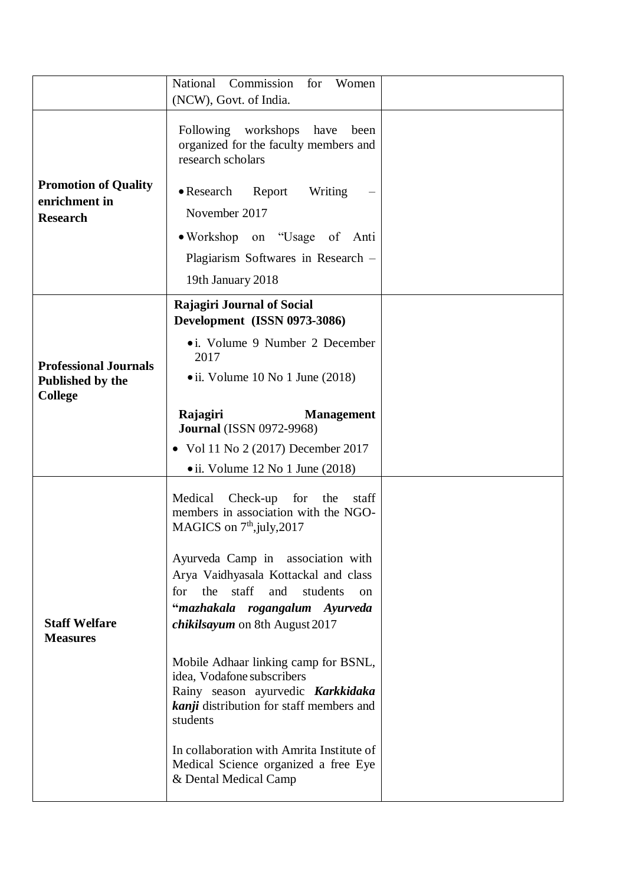| | | |
|---|---|---|
| | National Commission for Women (NCW), Govt. of India. | |
| **Promotion of Quality enrichment in Research** | Following workshops have been organized for the faculty members and research scholars<br>• Research Report Writing – November 2017<br>• Workshop on "Usage of Anti Plagiarism Softwares in Research – 19th January 2018 | |
| **Professional Journals Published by the College** | **Rajagiri Journal of Social Development (ISSN 0973-3086)**<br>• i. Volume 9 Number 2 December 2017<br>• ii. Volume 10 No 1 June (2018)<br>**Rajagiri Management Journal** (ISSN 0972-9968)<br>• Vol 11 No 2 (2017) December 2017<br>• ii. Volume 12 No 1 June (2018) | |
| **Staff Welfare Measures** | Medical Check-up for the staff members in association with the NGO- MAGICS on 7th,july,2017<br><br>Ayurveda Camp in association with Arya Vaidhyasala Kottackal and class for the staff and students on "***mazhakala rogangalum Ayurveda chikilsayum*** on 8th August 2017<br><br>Mobile Adhaar linking camp for BSNL, idea, Vodafone subscribers<br>Rainy season ayurvedic ***Karkkidaka kanji*** distribution for staff members and students<br><br>In collaboration with Amrita Institute of Medical Science organized a free Eye & Dental Medical Camp | |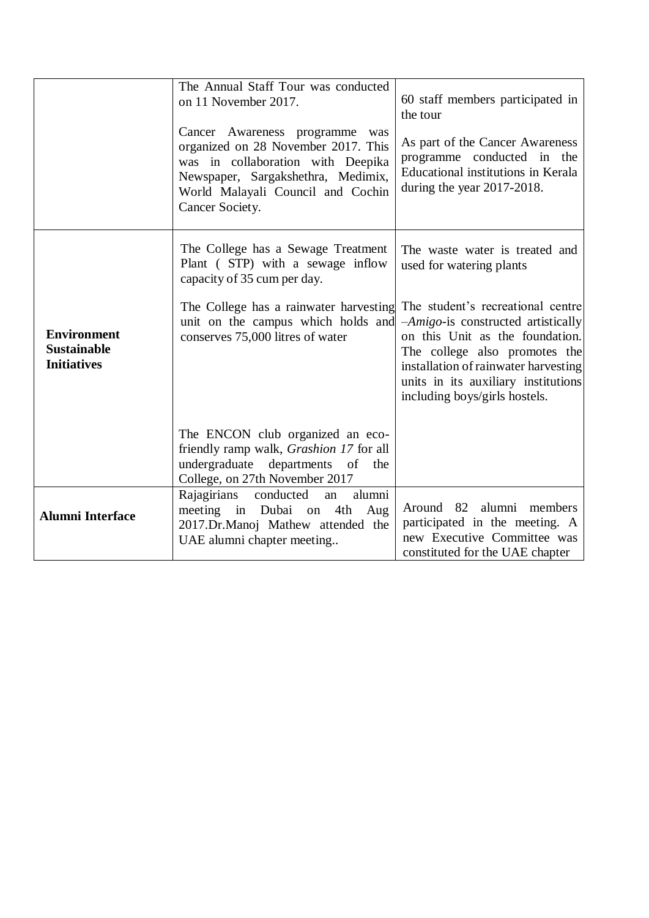| | | |
|---|---|---|
| | The Annual Staff Tour was conducted on 11 November 2017.<br><br>Cancer Awareness programme was organized on 28 November 2017. This was in collaboration with Deepika Newspaper, Sargakshethra, Medimix, World Malayali Council and Cochin Cancer Society. | 60 staff members participated in the tour<br><br>As part of the Cancer Awareness programme conducted in the Educational institutions in Kerala during the year 2017-2018. |
| **Environment Sustainable Initiatives** | The College has a Sewage Treatment Plant ( STP) with a sewage inflow capacity of 35 cum per day.<br><br>The College has a rainwater harvesting unit on the campus which holds and conserves 75,000 litres of water<br><br>The ENCON club organized an eco-friendly ramp walk, *Grashion 17* for all undergraduate departments of the College, on 27th November 2017 | The waste water is treated and used for watering plants<br><br>The student's recreational centre –*Amigo*-is constructed artistically on this Unit as the foundation. The college also promotes the installation of rainwater harvesting units in its auxiliary institutions including boys/girls hostels. |
| **Alumni Interface** | Rajagirians conducted an alumni meeting in Dubai on 4th Aug 2017.Dr.Manoj Mathew attended the UAE alumni chapter meeting.. | Around 82 alumni members participated in the meeting. A new Executive Committee was constituted for the UAE chapter |